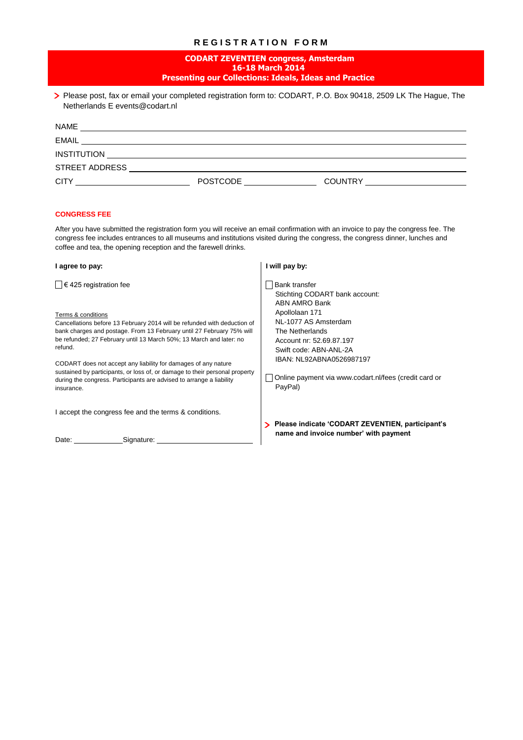# REGISTRATION FORM

## CODART ZEVENTIEN congress, Amsterdam
## 16-18 March 2014
## Presenting our Collections: Ideals, Ideas and Practice

> Please post, fax or email your completed registration form to: CODART, P.O. Box 90418, 2509 LK The Hague, The Netherlands E events@codart.nl

NAME ______________________________

EMAIL ______________________________

INSTITUTION ______________________________

STREET ADDRESS ______________________________

CITY ______________ POSTCODE ______________ COUNTRY ______________

### CONGRESS FEE

After you have submitted the registration form you will receive an email confirmation with an invoice to pay the congress fee. The congress fee includes entrances to all museums and institutions visited during the congress, the congress dinner, lunches and coffee and tea, the opening reception and the farewell drinks.

**I agree to pay:**

☐ € 425 registration fee

Terms & conditions

Cancellations before 13 February 2014 will be refunded with deduction of bank charges and postage. From 13 February until 27 February 75% will be refunded; 27 February until 13 March 50%; 13 March and later: no refund.

CODART does not accept any liability for damages of any nature sustained by participants, or loss of, or damage to their personal property during the congress. Participants are advised to arrange a liability insurance.

I accept the congress fee and the terms & conditions.

Date: ____________ Signature: ______________________

**I will pay by:**

☐ Bank transfer
Stichting CODART bank account:
ABN AMRO Bank
Apollolaan 171
NL-1077 AS Amsterdam
The Netherlands
Account nr: 52.69.87.197
Swift code: ABN-ANL-2A
IBAN: NL92ABNA0526987197

☐ Online payment via www.codart.nl/fees (credit card or PayPal)

> **Please indicate 'CODART ZEVENTIEN, participant's name and invoice number' with payment**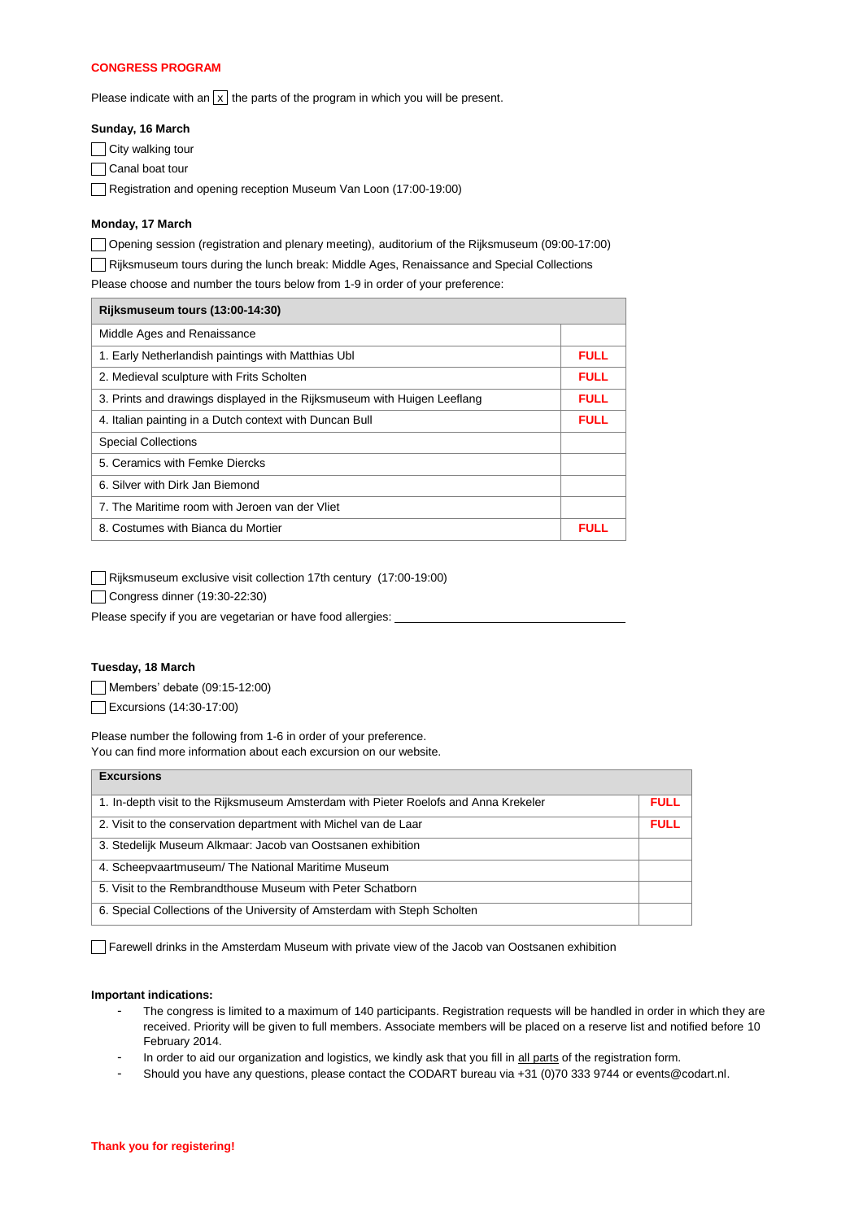**CONGRESS PROGRAM**

Please indicate with an [x] the parts of the program in which you will be present.

**Sunday, 16 March**

- [ ] City walking tour
- [ ] Canal boat tour
- [ ] Registration and opening reception Museum Van Loon (17:00-19:00)

**Monday, 17 March**

- [ ] Opening session (registration and plenary meeting), auditorium of the Rijksmuseum (09:00-17:00)
- [ ] Rijksmuseum tours during the lunch break: Middle Ages, Renaissance and Special Collections

Please choose and number the tours below from 1-9 in order of your preference:

| **Rijksmuseum tours (13:00-14:30)** | |
|---|---|
| Middle Ages and Renaissance | |
| 1. Early Netherlandish paintings with Matthias Ubl | **FULL** |
| 2. Medieval sculpture with Frits Scholten | **FULL** |
| 3. Prints and drawings displayed in the Rijksmuseum with Huigen Leeflang | **FULL** |
| 4. Italian painting in a Dutch context with Duncan Bull | **FULL** |
| Special Collections | |
| 5. Ceramics with Femke Diercks | |
| 6. Silver with Dirk Jan Biemond | |
| 7. The Maritime room with Jeroen van der Vliet | |
| 8. Costumes with Bianca du Mortier | **FULL** |

- [ ] Rijksmuseum exclusive visit collection 17th century (17:00-19:00)
- [ ] Congress dinner (19:30-22:30)

Please specify if you are vegetarian or have food allergies: ____________________

**Tuesday, 18 March**

- [ ] Members' debate (09:15-12:00)
- [ ] Excursions (14:30-17:00)

Please number the following from 1-6 in order of your preference.
You can find more information about each excursion on our website.

| **Excursions** | |
|---|---|
| 1. In-depth visit to the Rijksmuseum Amsterdam with Pieter Roelofs and Anna Krekeler | **FULL** |
| 2. Visit to the conservation department with Michel van de Laar | **FULL** |
| 3. Stedelijk Museum Alkmaar: Jacob van Oostsanen exhibition | |
| 4. Scheepvaartmuseum/ The National Maritime Museum | |
| 5. Visit to the Rembrandthouse Museum with Peter Schatborn | |
| 6. Special Collections of the University of Amsterdam with Steph Scholten | |

- [ ] Farewell drinks in the Amsterdam Museum with private view of the Jacob van Oostsanen exhibition

**Important indications:**

- The congress is limited to a maximum of 140 participants. Registration requests will be handled in order in which they are received. Priority will be given to full members. Associate members will be placed on a reserve list and notified before 10 February 2014.
- In order to aid our organization and logistics, we kindly ask that you fill in all parts of the registration form.
- Should you have any questions, please contact the CODART bureau via +31 (0)70 333 9744 or events@codart.nl.

**Thank you for registering!**